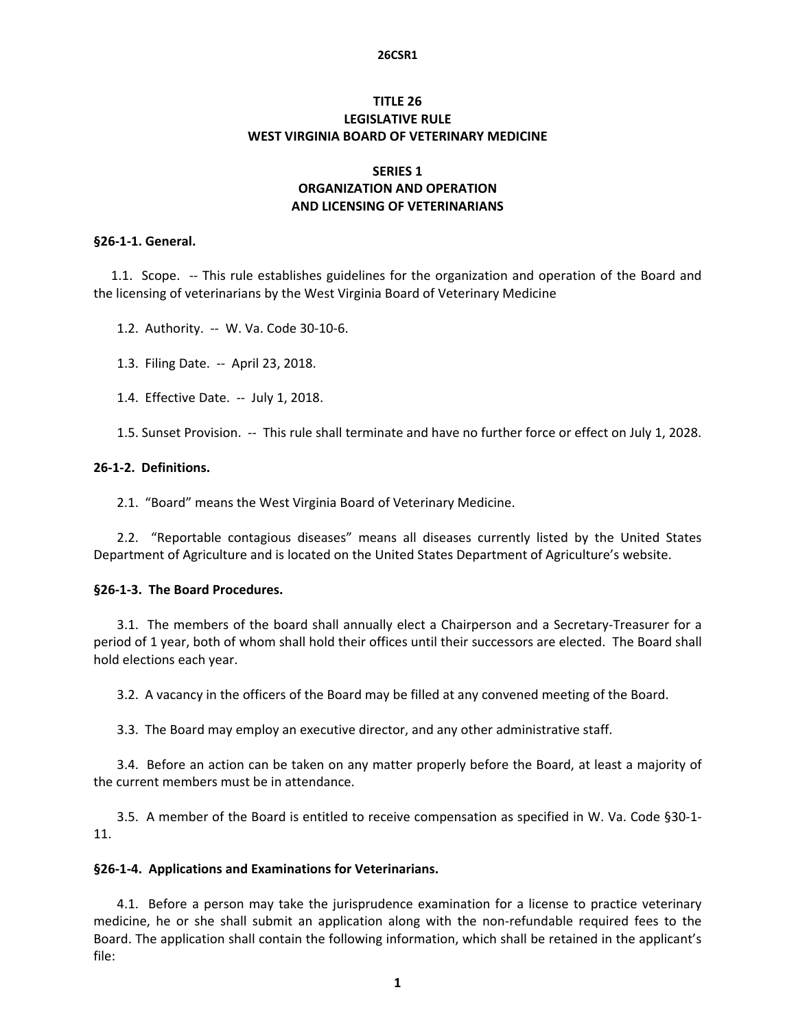# TITLE 26
# LEGISLATIVE RULE
# WEST VIRGINIA BOARD OF VETERINARY MEDICINE

## SERIES 1
## ORGANIZATION AND OPERATION AND LICENSING OF VETERINARIANS

### §26-1-1. General.

1.1. Scope. -- This rule establishes guidelines for the organization and operation of the Board and the licensing of veterinarians by the West Virginia Board of Veterinary Medicine

1.2. Authority. -- W. Va. Code 30-10-6.

1.3. Filing Date. -- April 23, 2018.

1.4. Effective Date. -- July 1, 2018.

1.5. Sunset Provision. -- This rule shall terminate and have no further force or effect on July 1, 2028.

### 26-1-2. Definitions.

2.1. "Board" means the West Virginia Board of Veterinary Medicine.

2.2. "Reportable contagious diseases" means all diseases currently listed by the United States Department of Agriculture and is located on the United States Department of Agriculture's website.

### §26-1-3. The Board Procedures.

3.1. The members of the board shall annually elect a Chairperson and a Secretary-Treasurer for a period of 1 year, both of whom shall hold their offices until their successors are elected. The Board shall hold elections each year.

3.2. A vacancy in the officers of the Board may be filled at any convened meeting of the Board.

3.3. The Board may employ an executive director, and any other administrative staff.

3.4. Before an action can be taken on any matter properly before the Board, at least a majority of the current members must be in attendance.

3.5. A member of the Board is entitled to receive compensation as specified in W. Va. Code §30-1-11.

### §26-1-4. Applications and Examinations for Veterinarians.

4.1. Before a person may take the jurisprudence examination for a license to practice veterinary medicine, he or she shall submit an application along with the non-refundable required fees to the Board. The application shall contain the following information, which shall be retained in the applicant's file: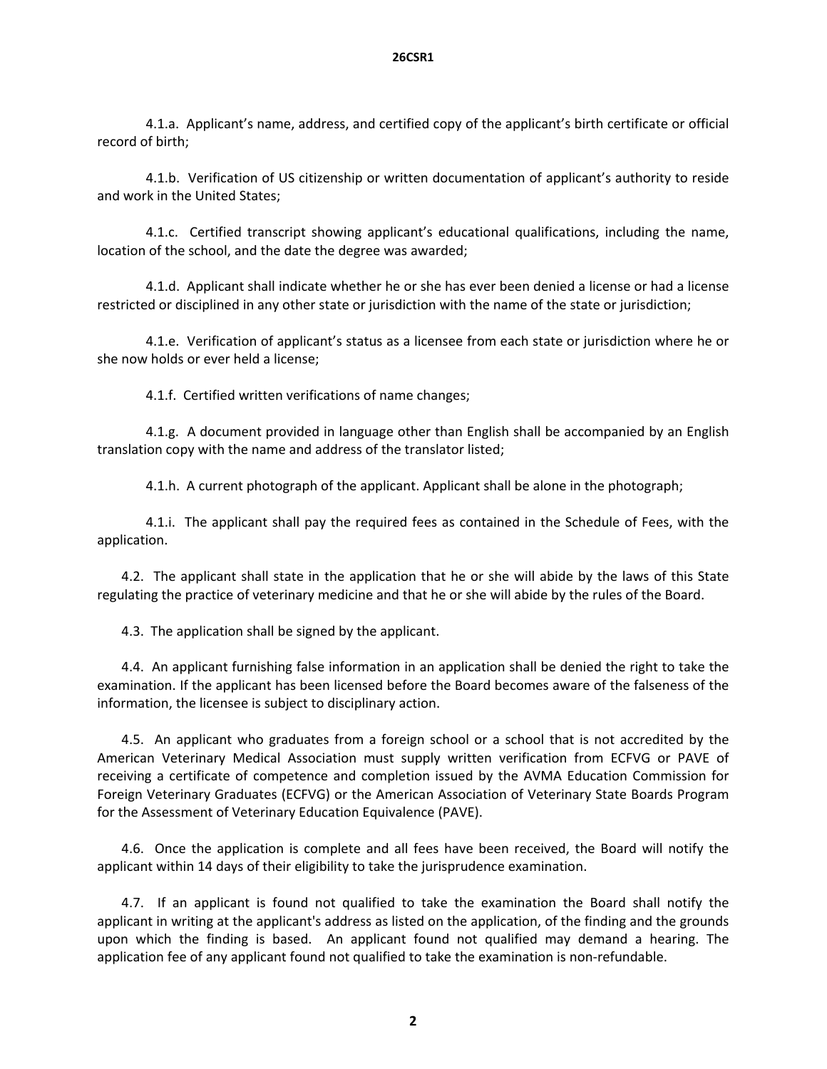4.1.a. Applicant's name, address, and certified copy of the applicant's birth certificate or official record of birth;

4.1.b. Verification of US citizenship or written documentation of applicant's authority to reside and work in the United States;

4.1.c. Certified transcript showing applicant's educational qualifications, including the name, location of the school, and the date the degree was awarded;

4.1.d. Applicant shall indicate whether he or she has ever been denied a license or had a license restricted or disciplined in any other state or jurisdiction with the name of the state or jurisdiction;

4.1.e. Verification of applicant's status as a licensee from each state or jurisdiction where he or she now holds or ever held a license;

4.1.f. Certified written verifications of name changes;

4.1.g. A document provided in language other than English shall be accompanied by an English translation copy with the name and address of the translator listed;

4.1.h. A current photograph of the applicant. Applicant shall be alone in the photograph;

4.1.i. The applicant shall pay the required fees as contained in the Schedule of Fees, with the application.

4.2. The applicant shall state in the application that he or she will abide by the laws of this State regulating the practice of veterinary medicine and that he or she will abide by the rules of the Board.

4.3. The application shall be signed by the applicant.

4.4. An applicant furnishing false information in an application shall be denied the right to take the examination. If the applicant has been licensed before the Board becomes aware of the falseness of the information, the licensee is subject to disciplinary action.

4.5. An applicant who graduates from a foreign school or a school that is not accredited by the American Veterinary Medical Association must supply written verification from ECFVG or PAVE of receiving a certificate of competence and completion issued by the AVMA Education Commission for Foreign Veterinary Graduates (ECFVG) or the American Association of Veterinary State Boards Program for the Assessment of Veterinary Education Equivalence (PAVE).

4.6. Once the application is complete and all fees have been received, the Board will notify the applicant within 14 days of their eligibility to take the jurisprudence examination.

4.7. If an applicant is found not qualified to take the examination the Board shall notify the applicant in writing at the applicant's address as listed on the application, of the finding and the grounds upon which the finding is based. An applicant found not qualified may demand a hearing. The application fee of any applicant found not qualified to take the examination is non-refundable.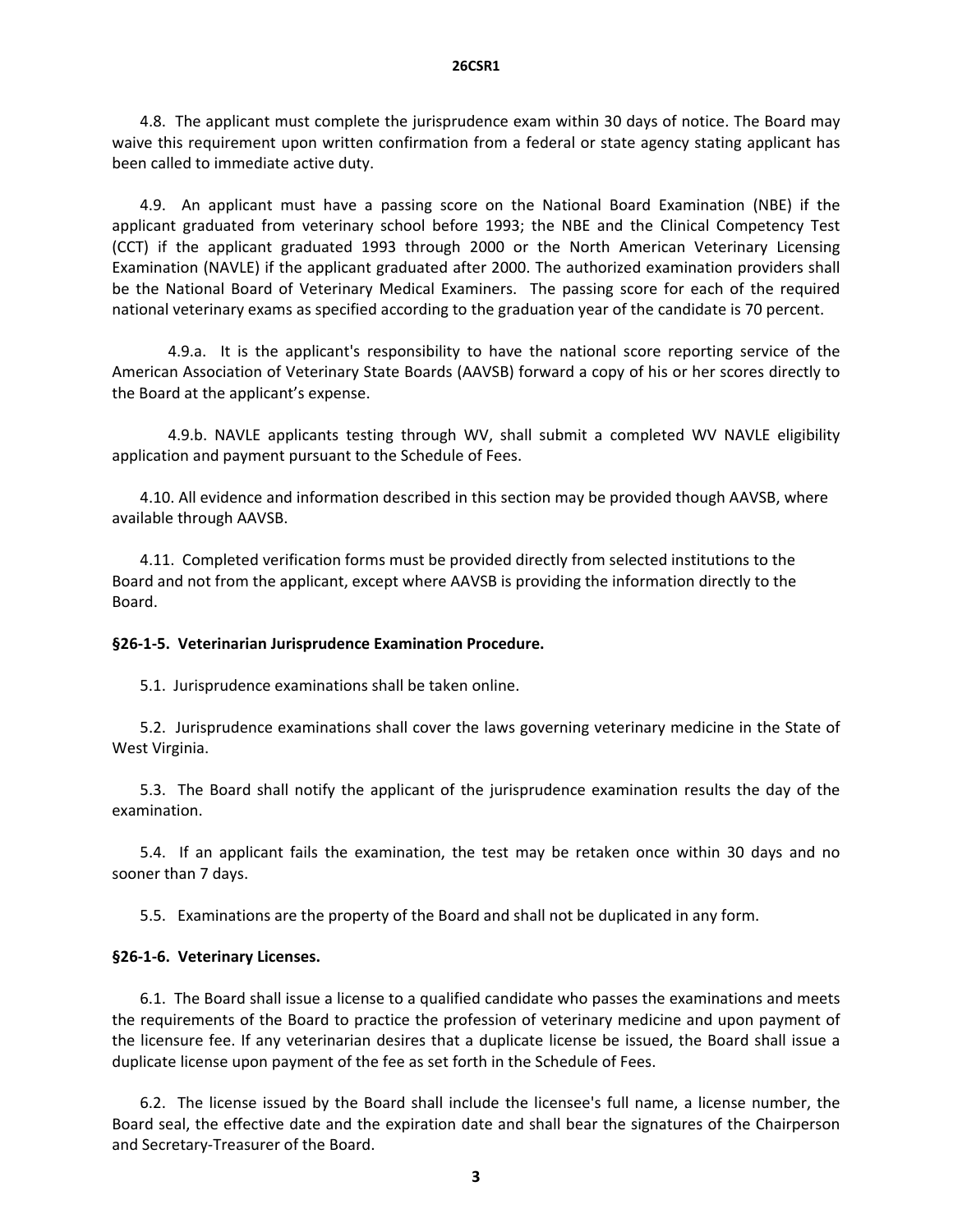4.8. The applicant must complete the jurisprudence exam within 30 days of notice. The Board may waive this requirement upon written confirmation from a federal or state agency stating applicant has been called to immediate active duty.

4.9. An applicant must have a passing score on the National Board Examination (NBE) if the applicant graduated from veterinary school before 1993; the NBE and the Clinical Competency Test (CCT) if the applicant graduated 1993 through 2000 or the North American Veterinary Licensing Examination (NAVLE) if the applicant graduated after 2000. The authorized examination providers shall be the National Board of Veterinary Medical Examiners. The passing score for each of the required national veterinary exams as specified according to the graduation year of the candidate is 70 percent.

4.9.a. It is the applicant's responsibility to have the national score reporting service of the American Association of Veterinary State Boards (AAVSB) forward a copy of his or her scores directly to the Board at the applicant's expense.

4.9.b. NAVLE applicants testing through WV, shall submit a completed WV NAVLE eligibility application and payment pursuant to the Schedule of Fees.

4.10. All evidence and information described in this section may be provided though AAVSB, where available through AAVSB.

4.11. Completed verification forms must be provided directly from selected institutions to the Board and not from the applicant, except where AAVSB is providing the information directly to the Board.

**§26-1-5. Veterinarian Jurisprudence Examination Procedure.**

5.1. Jurisprudence examinations shall be taken online.

5.2. Jurisprudence examinations shall cover the laws governing veterinary medicine in the State of West Virginia.

5.3. The Board shall notify the applicant of the jurisprudence examination results the day of the examination.

5.4. If an applicant fails the examination, the test may be retaken once within 30 days and no sooner than 7 days.

5.5. Examinations are the property of the Board and shall not be duplicated in any form.

**§26-1-6. Veterinary Licenses.**

6.1. The Board shall issue a license to a qualified candidate who passes the examinations and meets the requirements of the Board to practice the profession of veterinary medicine and upon payment of the licensure fee. If any veterinarian desires that a duplicate license be issued, the Board shall issue a duplicate license upon payment of the fee as set forth in the Schedule of Fees.

6.2. The license issued by the Board shall include the licensee's full name, a license number, the Board seal, the effective date and the expiration date and shall bear the signatures of the Chairperson and Secretary-Treasurer of the Board.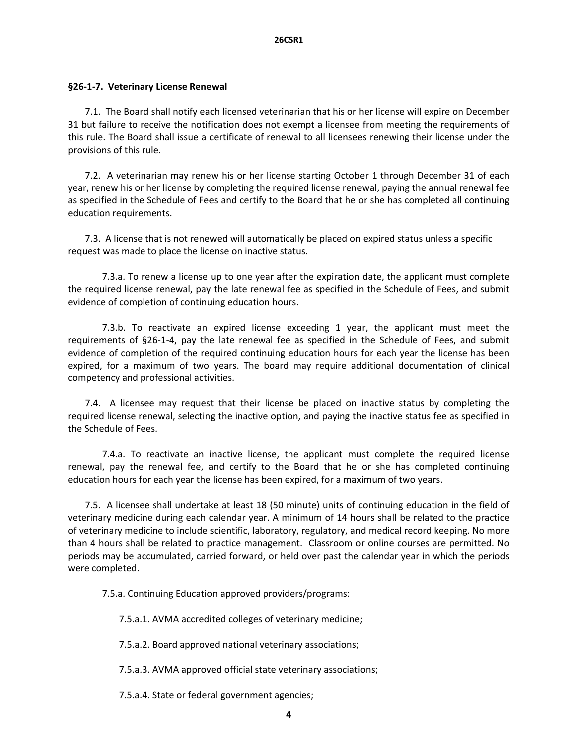### §26-1-7. Veterinary License Renewal

7.1. The Board shall notify each licensed veterinarian that his or her license will expire on December 31 but failure to receive the notification does not exempt a licensee from meeting the requirements of this rule. The Board shall issue a certificate of renewal to all licensees renewing their license under the provisions of this rule.

7.2. A veterinarian may renew his or her license starting October 1 through December 31 of each year, renew his or her license by completing the required license renewal, paying the annual renewal fee as specified in the Schedule of Fees and certify to the Board that he or she has completed all continuing education requirements.

7.3. A license that is not renewed will automatically be placed on expired status unless a specific request was made to place the license on inactive status.

7.3.a. To renew a license up to one year after the expiration date, the applicant must complete the required license renewal, pay the late renewal fee as specified in the Schedule of Fees, and submit evidence of completion of continuing education hours.

7.3.b. To reactivate an expired license exceeding 1 year, the applicant must meet the requirements of §26-1-4, pay the late renewal fee as specified in the Schedule of Fees, and submit evidence of completion of the required continuing education hours for each year the license has been expired, for a maximum of two years. The board may require additional documentation of clinical competency and professional activities.

7.4. A licensee may request that their license be placed on inactive status by completing the required license renewal, selecting the inactive option, and paying the inactive status fee as specified in the Schedule of Fees.

7.4.a. To reactivate an inactive license, the applicant must complete the required license renewal, pay the renewal fee, and certify to the Board that he or she has completed continuing education hours for each year the license has been expired, for a maximum of two years.

7.5. A licensee shall undertake at least 18 (50 minute) units of continuing education in the field of veterinary medicine during each calendar year. A minimum of 14 hours shall be related to the practice of veterinary medicine to include scientific, laboratory, regulatory, and medical record keeping. No more than 4 hours shall be related to practice management. Classroom or online courses are permitted. No periods may be accumulated, carried forward, or held over past the calendar year in which the periods were completed.

7.5.a. Continuing Education approved providers/programs:

7.5.a.1. AVMA accredited colleges of veterinary medicine;

7.5.a.2. Board approved national veterinary associations;

7.5.a.3. AVMA approved official state veterinary associations;

7.5.a.4. State or federal government agencies;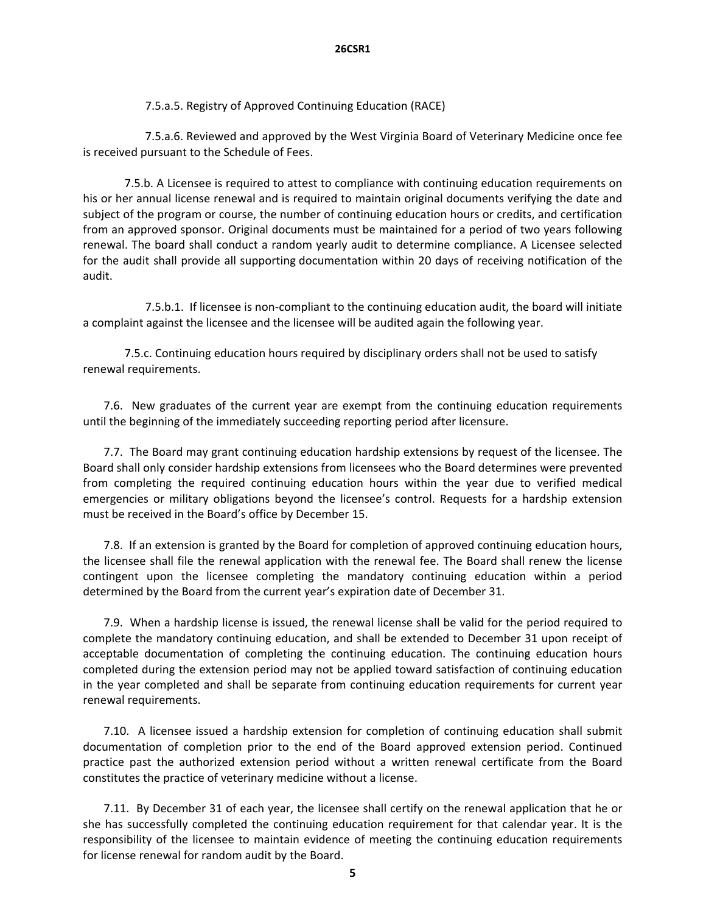7.5.a.5. Registry of Approved Continuing Education (RACE)

7.5.a.6. Reviewed and approved by the West Virginia Board of Veterinary Medicine once fee is received pursuant to the Schedule of Fees.

7.5.b. A Licensee is required to attest to compliance with continuing education requirements on his or her annual license renewal and is required to maintain original documents verifying the date and subject of the program or course, the number of continuing education hours or credits, and certification from an approved sponsor. Original documents must be maintained for a period of two years following renewal. The board shall conduct a random yearly audit to determine compliance. A Licensee selected for the audit shall provide all supporting documentation within 20 days of receiving notification of the audit.

7.5.b.1. If licensee is non-compliant to the continuing education audit, the board will initiate a complaint against the licensee and the licensee will be audited again the following year.

7.5.c. Continuing education hours required by disciplinary orders shall not be used to satisfy renewal requirements.

7.6. New graduates of the current year are exempt from the continuing education requirements until the beginning of the immediately succeeding reporting period after licensure.

7.7. The Board may grant continuing education hardship extensions by request of the licensee. The Board shall only consider hardship extensions from licensees who the Board determines were prevented from completing the required continuing education hours within the year due to verified medical emergencies or military obligations beyond the licensee's control. Requests for a hardship extension must be received in the Board's office by December 15.

7.8. If an extension is granted by the Board for completion of approved continuing education hours, the licensee shall file the renewal application with the renewal fee. The Board shall renew the license contingent upon the licensee completing the mandatory continuing education within a period determined by the Board from the current year's expiration date of December 31.

7.9. When a hardship license is issued, the renewal license shall be valid for the period required to complete the mandatory continuing education, and shall be extended to December 31 upon receipt of acceptable documentation of completing the continuing education. The continuing education hours completed during the extension period may not be applied toward satisfaction of continuing education in the year completed and shall be separate from continuing education requirements for current year renewal requirements.

7.10. A licensee issued a hardship extension for completion of continuing education shall submit documentation of completion prior to the end of the Board approved extension period. Continued practice past the authorized extension period without a written renewal certificate from the Board constitutes the practice of veterinary medicine without a license.

7.11. By December 31 of each year, the licensee shall certify on the renewal application that he or she has successfully completed the continuing education requirement for that calendar year. It is the responsibility of the licensee to maintain evidence of meeting the continuing education requirements for license renewal for random audit by the Board.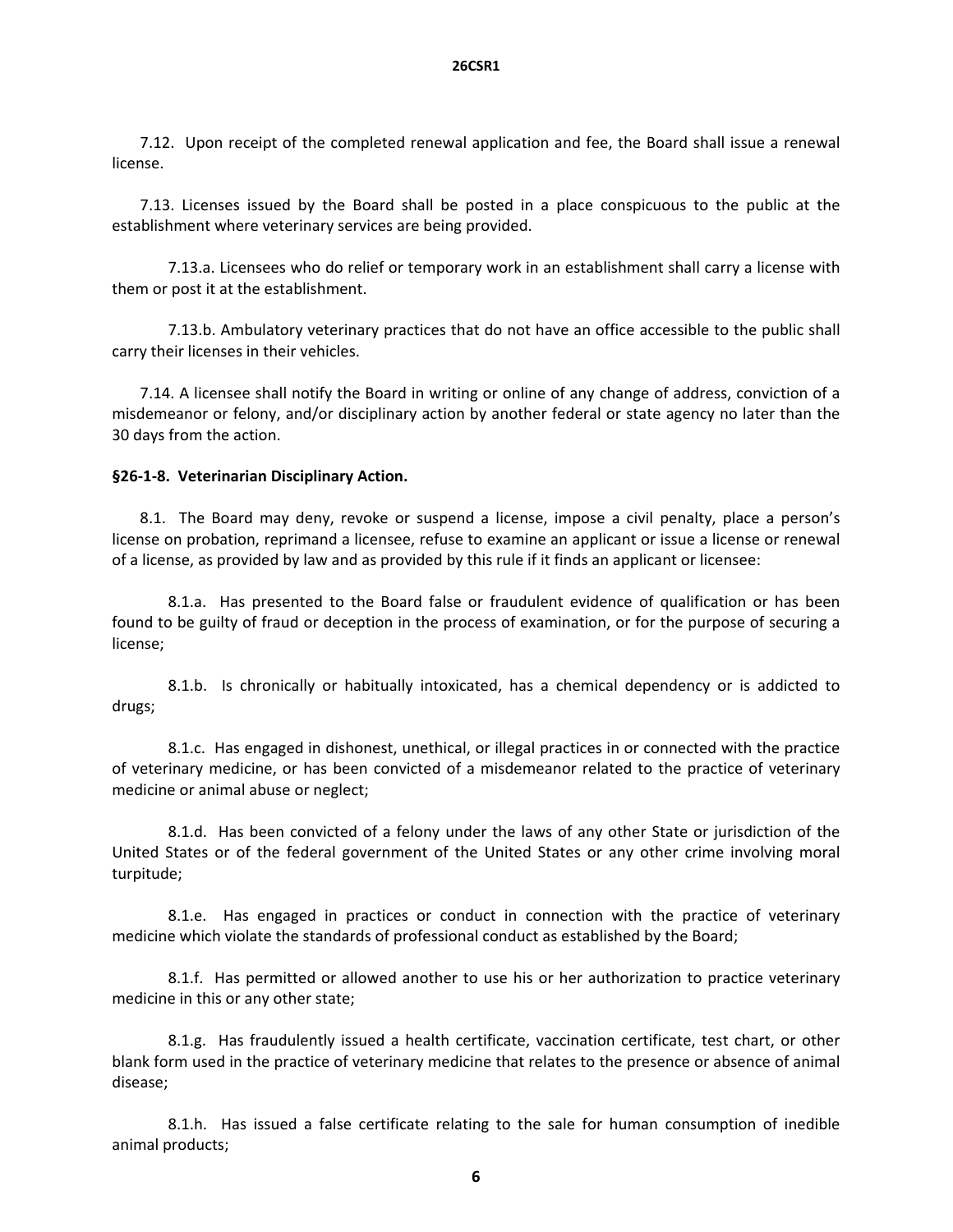7.12. Upon receipt of the completed renewal application and fee, the Board shall issue a renewal license.

7.13. Licenses issued by the Board shall be posted in a place conspicuous to the public at the establishment where veterinary services are being provided.

7.13.a. Licensees who do relief or temporary work in an establishment shall carry a license with them or post it at the establishment.

7.13.b. Ambulatory veterinary practices that do not have an office accessible to the public shall carry their licenses in their vehicles.

7.14. A licensee shall notify the Board in writing or online of any change of address, conviction of a misdemeanor or felony, and/or disciplinary action by another federal or state agency no later than the 30 days from the action.

**§26-1-8. Veterinarian Disciplinary Action.**

8.1. The Board may deny, revoke or suspend a license, impose a civil penalty, place a person's license on probation, reprimand a licensee, refuse to examine an applicant or issue a license or renewal of a license, as provided by law and as provided by this rule if it finds an applicant or licensee:

8.1.a. Has presented to the Board false or fraudulent evidence of qualification or has been found to be guilty of fraud or deception in the process of examination, or for the purpose of securing a license;

8.1.b. Is chronically or habitually intoxicated, has a chemical dependency or is addicted to drugs;

8.1.c. Has engaged in dishonest, unethical, or illegal practices in or connected with the practice of veterinary medicine, or has been convicted of a misdemeanor related to the practice of veterinary medicine or animal abuse or neglect;

8.1.d. Has been convicted of a felony under the laws of any other State or jurisdiction of the United States or of the federal government of the United States or any other crime involving moral turpitude;

8.1.e. Has engaged in practices or conduct in connection with the practice of veterinary medicine which violate the standards of professional conduct as established by the Board;

8.1.f. Has permitted or allowed another to use his or her authorization to practice veterinary medicine in this or any other state;

8.1.g. Has fraudulently issued a health certificate, vaccination certificate, test chart, or other blank form used in the practice of veterinary medicine that relates to the presence or absence of animal disease;

8.1.h. Has issued a false certificate relating to the sale for human consumption of inedible animal products;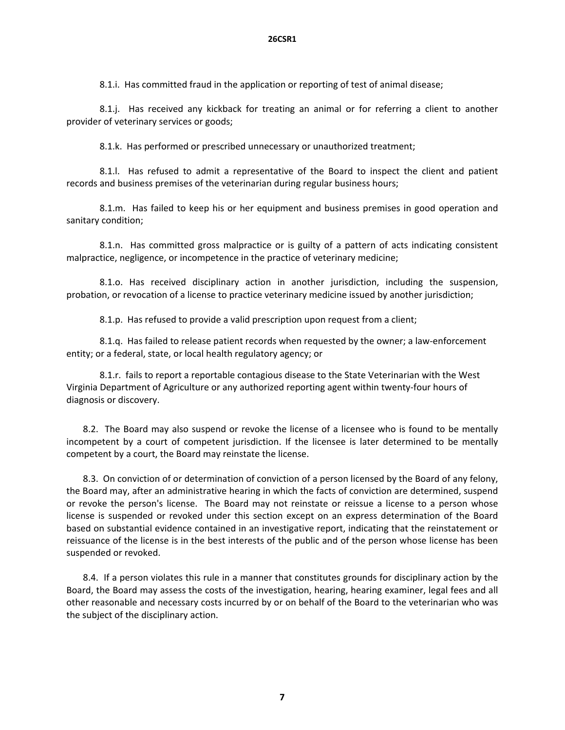8.1.i. Has committed fraud in the application or reporting of test of animal disease;

8.1.j. Has received any kickback for treating an animal or for referring a client to another provider of veterinary services or goods;

8.1.k. Has performed or prescribed unnecessary or unauthorized treatment;

8.1.l. Has refused to admit a representative of the Board to inspect the client and patient records and business premises of the veterinarian during regular business hours;

8.1.m. Has failed to keep his or her equipment and business premises in good operation and sanitary condition;

8.1.n. Has committed gross malpractice or is guilty of a pattern of acts indicating consistent malpractice, negligence, or incompetence in the practice of veterinary medicine;

8.1.o. Has received disciplinary action in another jurisdiction, including the suspension, probation, or revocation of a license to practice veterinary medicine issued by another jurisdiction;

8.1.p. Has refused to provide a valid prescription upon request from a client;

8.1.q. Has failed to release patient records when requested by the owner; a law-enforcement entity; or a federal, state, or local health regulatory agency; or

8.1.r. fails to report a reportable contagious disease to the State Veterinarian with the West Virginia Department of Agriculture or any authorized reporting agent within twenty-four hours of diagnosis or discovery.

8.2. The Board may also suspend or revoke the license of a licensee who is found to be mentally incompetent by a court of competent jurisdiction. If the licensee is later determined to be mentally competent by a court, the Board may reinstate the license.

8.3. On conviction of or determination of conviction of a person licensed by the Board of any felony, the Board may, after an administrative hearing in which the facts of conviction are determined, suspend or revoke the person's license. The Board may not reinstate or reissue a license to a person whose license is suspended or revoked under this section except on an express determination of the Board based on substantial evidence contained in an investigative report, indicating that the reinstatement or reissuance of the license is in the best interests of the public and of the person whose license has been suspended or revoked.

8.4. If a person violates this rule in a manner that constitutes grounds for disciplinary action by the Board, the Board may assess the costs of the investigation, hearing, hearing examiner, legal fees and all other reasonable and necessary costs incurred by or on behalf of the Board to the veterinarian who was the subject of the disciplinary action.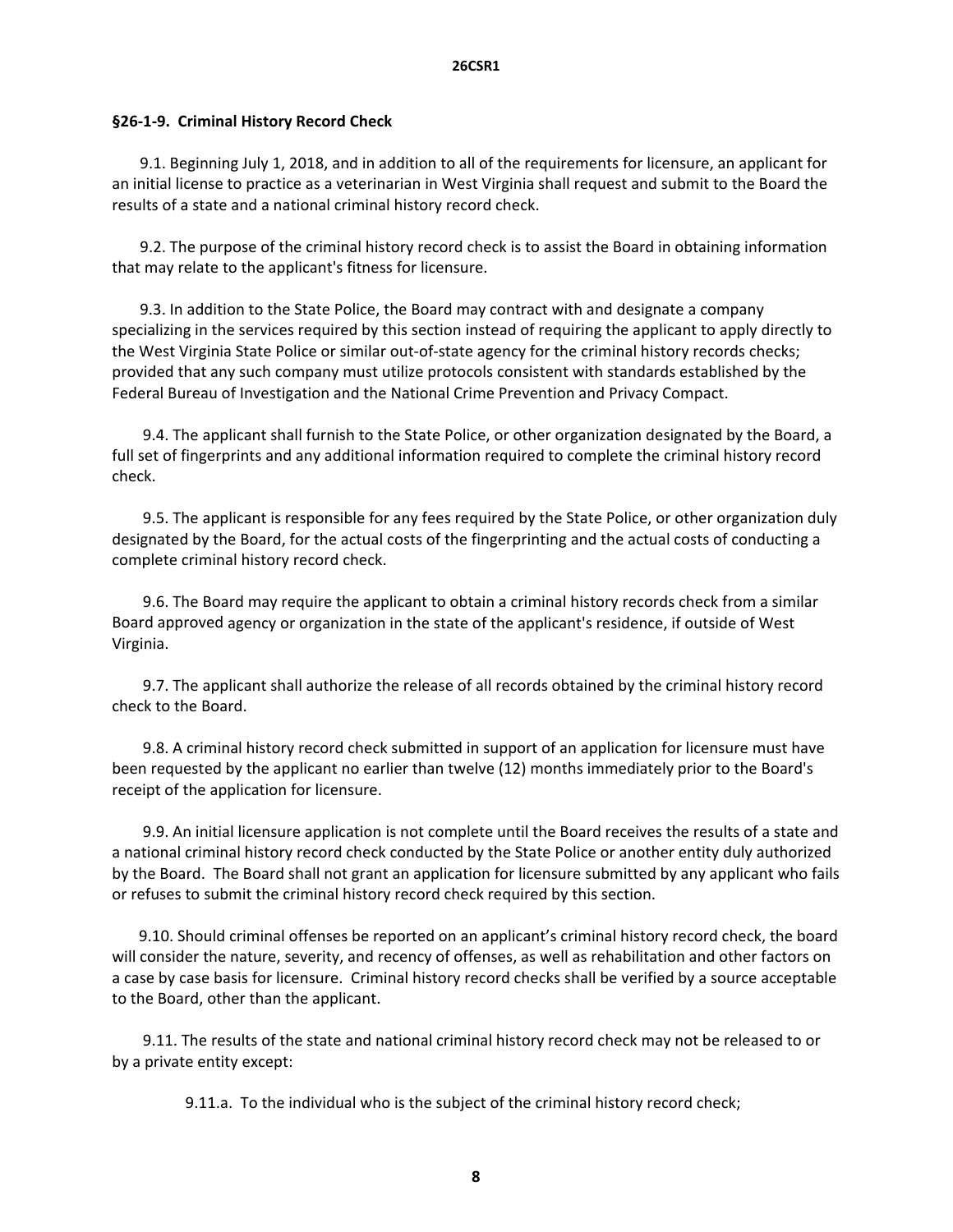**§26-1-9. Criminal History Record Check**

9.1. Beginning July 1, 2018, and in addition to all of the requirements for licensure, an applicant for an initial license to practice as a veterinarian in West Virginia shall request and submit to the Board the results of a state and a national criminal history record check.

9.2. The purpose of the criminal history record check is to assist the Board in obtaining information that may relate to the applicant's fitness for licensure.

9.3. In addition to the State Police, the Board may contract with and designate a company specializing in the services required by this section instead of requiring the applicant to apply directly to the West Virginia State Police or similar out-of-state agency for the criminal history records checks; provided that any such company must utilize protocols consistent with standards established by the Federal Bureau of Investigation and the National Crime Prevention and Privacy Compact.

9.4. The applicant shall furnish to the State Police, or other organization designated by the Board, a full set of fingerprints and any additional information required to complete the criminal history record check.

9.5. The applicant is responsible for any fees required by the State Police, or other organization duly designated by the Board, for the actual costs of the fingerprinting and the actual costs of conducting a complete criminal history record check.

9.6. The Board may require the applicant to obtain a criminal history records check from a similar Board approved agency or organization in the state of the applicant's residence, if outside of West Virginia.

9.7. The applicant shall authorize the release of all records obtained by the criminal history record check to the Board.

9.8. A criminal history record check submitted in support of an application for licensure must have been requested by the applicant no earlier than twelve (12) months immediately prior to the Board's receipt of the application for licensure.

9.9. An initial licensure application is not complete until the Board receives the results of a state and a national criminal history record check conducted by the State Police or another entity duly authorized by the Board. The Board shall not grant an application for licensure submitted by any applicant who fails or refuses to submit the criminal history record check required by this section.

9.10. Should criminal offenses be reported on an applicant's criminal history record check, the board will consider the nature, severity, and recency of offenses, as well as rehabilitation and other factors on a case by case basis for licensure. Criminal history record checks shall be verified by a source acceptable to the Board, other than the applicant.

9.11. The results of the state and national criminal history record check may not be released to or by a private entity except:

9.11.a. To the individual who is the subject of the criminal history record check;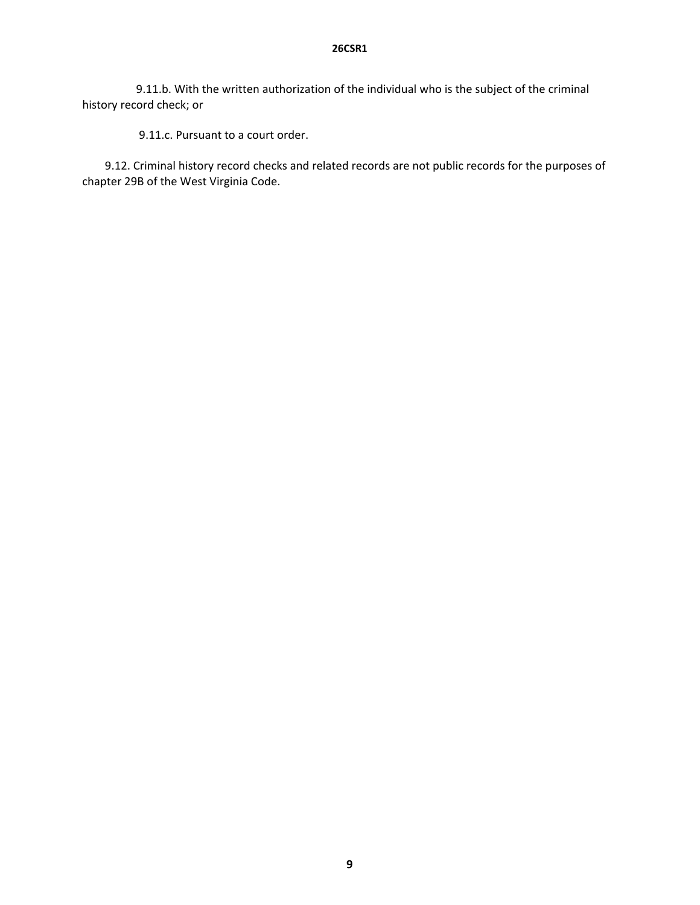9.11.b. With the written authorization of the individual who is the subject of the criminal history record check; or

9.11.c. Pursuant to a court order.

9.12. Criminal history record checks and related records are not public records for the purposes of chapter 29B of the West Virginia Code.